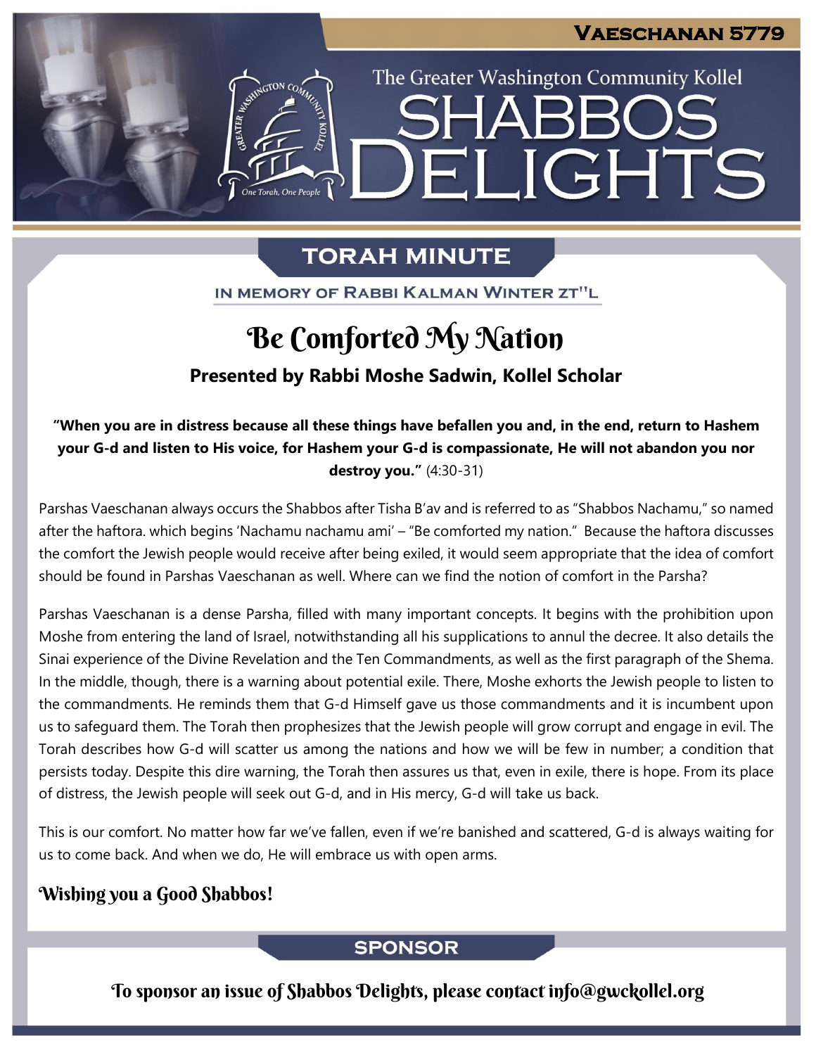Vaeschanan 5779

The Greater Washington Community Kollel

# SHABBOS DELIGHTS

## TORAH MINUTE

IN MEMORY OF RABBI KALMAN WINTER ZT"L

# Be Comforted My Nation

### Presented by Rabbi Moshe Sadwin, Kollel Scholar

**"When you are in distress because all these things have befallen you and, in the end, return to Hashem your G-d and listen to His voice, for Hashem your G-d is compassionate, He will not abandon you nor destroy you."** (4:30-31)

Parshas Vaeschanan always occurs the Shabbos after Tisha B'av and is referred to as "Shabbos Nachamu," so named after the haftora. which begins 'Nachamu nachamu ami' – "Be comforted my nation." Because the haftora discusses the comfort the Jewish people would receive after being exiled, it would seem appropriate that the idea of comfort should be found in Parshas Vaeschanan as well. Where can we find the notion of comfort in the Parsha?

Parshas Vaeschanan is a dense Parsha, filled with many important concepts. It begins with the prohibition upon Moshe from entering the land of Israel, notwithstanding all his supplications to annul the decree. It also details the Sinai experience of the Divine Revelation and the Ten Commandments, as well as the first paragraph of the Shema. In the middle, though, there is a warning about potential exile. There, Moshe exhorts the Jewish people to listen to the commandments. He reminds them that G-d Himself gave us those commandments and it is incumbent upon us to safeguard them. The Torah then prophesizes that the Jewish people will grow corrupt and engage in evil. The Torah describes how G-d will scatter us among the nations and how we will be few in number; a condition that persists today. Despite this dire warning, the Torah then assures us that, even in exile, there is hope. From its place of distress, the Jewish people will seek out G-d, and in His mercy, G-d will take us back.

This is our comfort. No matter how far we've fallen, even if we're banished and scattered, G-d is always waiting for us to come back. And when we do, He will embrace us with open arms.

**Wishing you a Good Shabbos!**

## SPONSOR

To sponsor an issue of Shabbos Delights, please contact info@gwckollel.org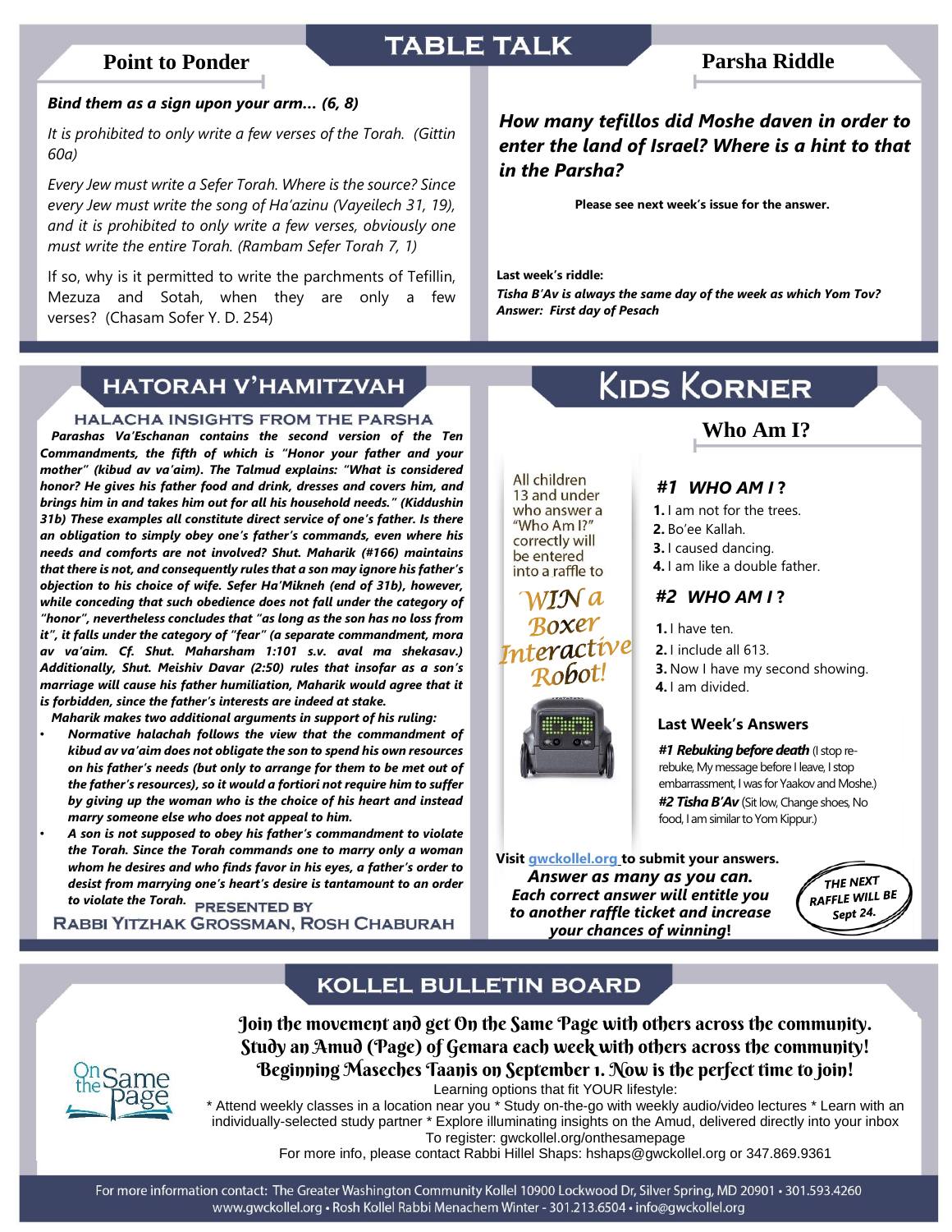# TABLE TALK

## Point to Ponder

***Bind them as a sign upon your arm... (6, 8)***

*It is prohibited to only write a few verses of the Torah. (Gittin 60a)*

*Every Jew must write a Sefer Torah. Where is the source? Since every Jew must write the song of Ha'azinu (Vayeilech 31, 19), and it is prohibited to only write a few verses, obviously one must write the entire Torah. (Rambam Sefer Torah 7, 1)*

If so, why is it permitted to write the parchments of Tefillin, Mezuza and Sotah, when they are only a few verses? (Chasam Sofer Y. D. 254)

## Parsha Riddle

***How many tefillos did Moshe daven in order to enter the land of Israel? Where is a hint to that in the Parsha?***

**Please see next week's issue for the answer.**

**Last week's riddle:**

***Tisha B'Av is always the same day of the week as which Yom Tov?***
***Answer: First day of Pesach***

# HATORAH V'HAMITZVAH

## HALACHA INSIGHTS FROM THE PARSHA

***Parashas Va'Eschanan contains the second version of the Ten Commandments, the fifth of which is "Honor your father and your mother" (kibud av va'aim). The Talmud explains: "What is considered honor? He gives his father food and drink, dresses and covers him, and brings him in and takes him out for all his household needs." (Kiddushin 31b) These examples all constitute direct service of one's father. Is there an obligation to simply obey one's father's commands, even where his needs and comforts are not involved? Shut. Maharik (#166) maintains that there is not, and consequently rules that a son may ignore his father's objection to his choice of wife. Sefer Ha'Mikneh (end of 31b), however, while conceding that such obedience does not fall under the category of "honor", nevertheless concludes that "as long as the son has no loss from it", it falls under the category of "fear" (a separate commandment, mora av va'aim. Cf. Shut. Maharsham 1:101 s.v. aval ma shekasav.) Additionally, Shut. Meishiv Davar (2:50) rules that insofar as a son's marriage will cause his father humiliation, Maharik would agree that it is forbidden, since the father's interests are indeed at stake.***

***Maharik makes two additional arguments in support of his ruling:***

- ***Normative halachah follows the view that the commandment of kibud av va'aim does not obligate the son to spend his own resources on his father's needs (but only to arrange for them to be met out of the father's resources), so it would a fortiori not require him to suffer by giving up the woman who is the choice of his heart and instead marry someone else who does not appeal to him.***
- ***A son is not supposed to obey his father's commandment to violate the Torah. Since the Torah commands one to marry only a woman whom he desires and who finds favor in his eyes, a father's order to desist from marrying one's heart's desire is tantamount to an order to violate the Torah.***

PRESENTED BY
RABBI YITZHAK GROSSMAN, ROSH CHABURAH

# KIDS KORNER

## Who Am I?

All children 13 and under who answer a "Who Am I?" correctly will be entered into a raffle to

*WIN a Boxer Interactive Robot!*

### #1 WHO AM I ?

1. I am not for the trees.
2. Bo'ee Kallah.
3. I caused dancing.
4. I am like a double father.

### #2 WHO AM I ?

1. I have ten.
2. I include all 613.
3. Now I have my second showing.
4. I am divided.

### Last Week's Answers

***#1 Rebuking before death*** (I stop re-rebuke, My message before I leave, I stop embarrassment, I was for Yaakov and Moshe.)

***#2 Tisha B'Av*** (Sit low, Change shoes, No food, I am similar to Yom Kippur.)

**Visit gwckollel.org to submit your answers.**
***Answer as many as you can. Each correct answer will entitle you to another raffle ticket and increase your chances of winning!***

*THE NEXT RAFFLE WILL BE Sept 24.*

# KOLLEL BULLETIN BOARD

On the Same Page

**Join the movement and get On the Same Page with others across the community. Study an Amud (Page) of Gemara each week with others across the community! Beginning Maseches Taanis on September 1. Now is the perfect time to join!**

Learning options that fit YOUR lifestyle:

* Attend weekly classes in a location near you * Study on-the-go with weekly audio/video lectures * Learn with an individually-selected study partner * Explore illuminating insights on the Amud, delivered directly into your inbox

To register: gwckollel.org/onthesamepage

For more info, please contact Rabbi Hillel Shaps: hshaps@gwckollel.org or 347.869.9361

For more information contact: The Greater Washington Community Kollel 10900 Lockwood Dr, Silver Spring, MD 20901 • 301.593.4260
www.gwckollel.org • Rosh Kollel Rabbi Menachem Winter - 301.213.6504 • info@gwckollel.org